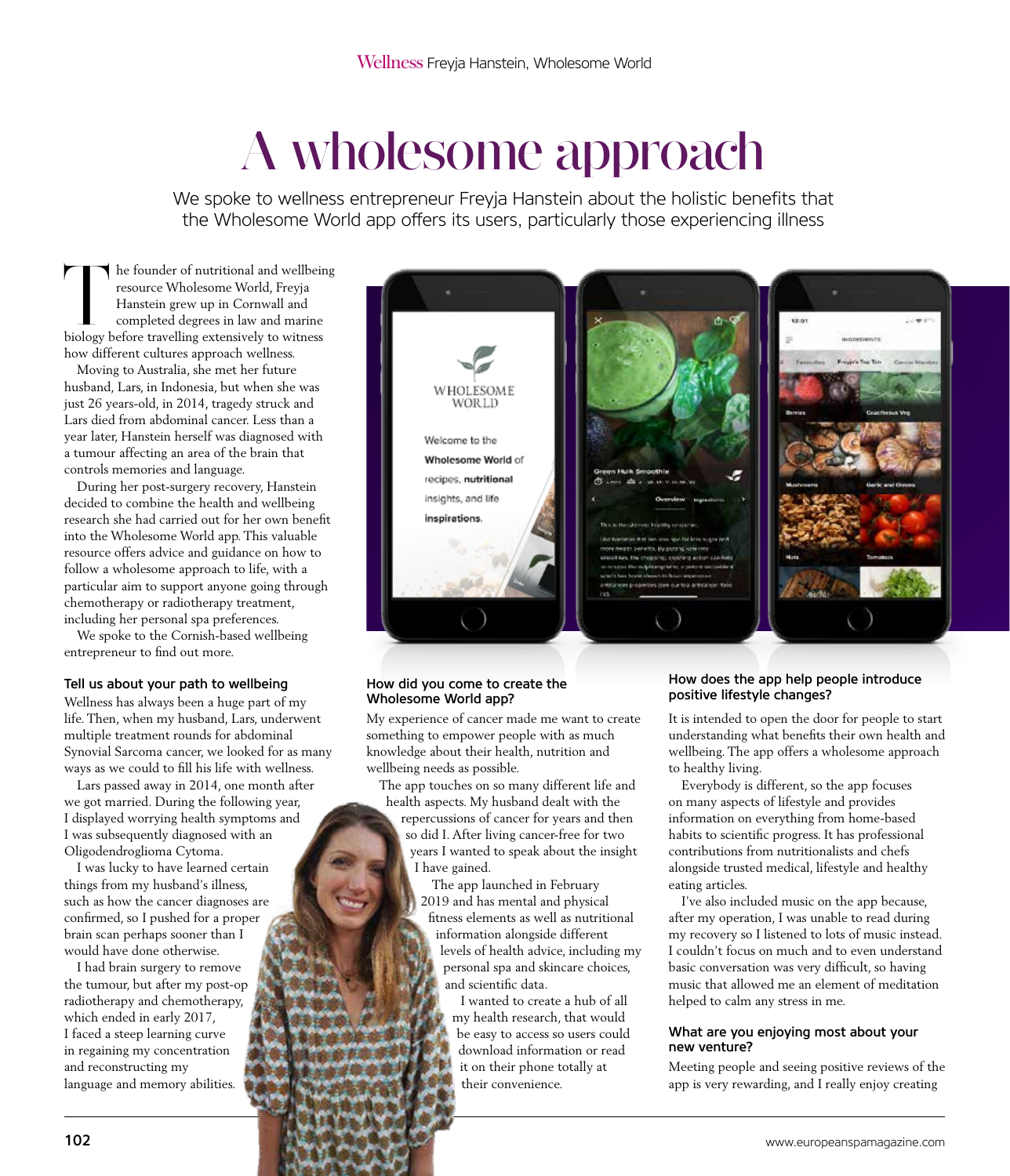# A wholesome approach

We spoke to wellness entrepreneur Freyja Hanstein about the holistic benefits that the Wholesome World app offers its users, particularly those experiencing illness

The founder of nutritional and wellbeing resource Wholesome World, Freyja Hanstein grew up in Cornwall and completed degrees in law and marine biology before travelling extensively to witness how different cultures approach wellness.

Moving to Australia, she met her future husband, Lars, in Indonesia, but when she was just 26 years-old, in 2014, tragedy struck and Lars died from abdominal cancer. Less than a year later, Hanstein herself was diagnosed with a tumour affecting an area of the brain that controls memories and language.

During her post-surgery recovery, Hanstein decided to combine the health and wellbeing research she had carried out for her own benefit into the Wholesome World app. This valuable resource offers advice and guidance on how to follow a wholesome approach to life, with a particular aim to support anyone going through chemotherapy or radiotherapy treatment, including her personal spa preferences.

We spoke to the Cornish-based wellbeing entrepreneur to find out more.

### Tell us about your path to wellbeing

Wellness has always been a huge part of my life. Then, when my husband, Lars, underwent multiple treatment rounds for abdominal Synovial Sarcoma cancer, we looked for as many ways as we could to fill his life with wellness.

Lars passed away in 2014, one month after we got married. During the following year, I displayed worrying health symptoms and I was subsequently diagnosed with an Oligodendroglioma Cytoma.

I was lucky to have learned certain things from my husband's illness, such as how the cancer diagnoses are confirmed, so I pushed for a proper brain scan perhaps sooner than I would have done otherwise.

I had brain surgery to remove the tumour, but after my post-op radiotherapy and chemotherapy, which ended in early 2017, I faced a steep learning curve in regaining my concentration and reconstructing my language and memory abilities.

### How did you come to create the Wholesome World app?

My experience of cancer made me want to create something to empower people with as much knowledge about their health, nutrition and wellbeing needs as possible.

The app touches on so many different life and health aspects. My husband dealt with the repercussions of cancer for years and then so did I. After living cancer-free for two years I wanted to speak about the insight I have gained.

The app launched in February 2019 and has mental and physical fitness elements as well as nutritional information alongside different levels of health advice, including my personal spa and skincare choices, and scientific data.

I wanted to create a hub of all my health research, that would be easy to access so users could download information or read it on their phone totally at their convenience.

### How does the app help people introduce positive lifestyle changes?

It is intended to open the door for people to start understanding what benefits their own health and wellbeing. The app offers a wholesome approach to healthy living.

Everybody is different, so the app focuses on many aspects of lifestyle and provides information on everything from home-based habits to scientific progress. It has professional contributions from nutritionalists and chefs alongside trusted medical, lifestyle and healthy eating articles.

I've also included music on the app because, after my operation, I was unable to read during my recovery so I listened to lots of music instead. I couldn't focus on much and to even understand basic conversation was very difficult, so having music that allowed me an element of meditation helped to calm any stress in me.

### What are you enjoying most about your new venture?

Meeting people and seeing positive reviews of the app is very rewarding, and I really enjoy creating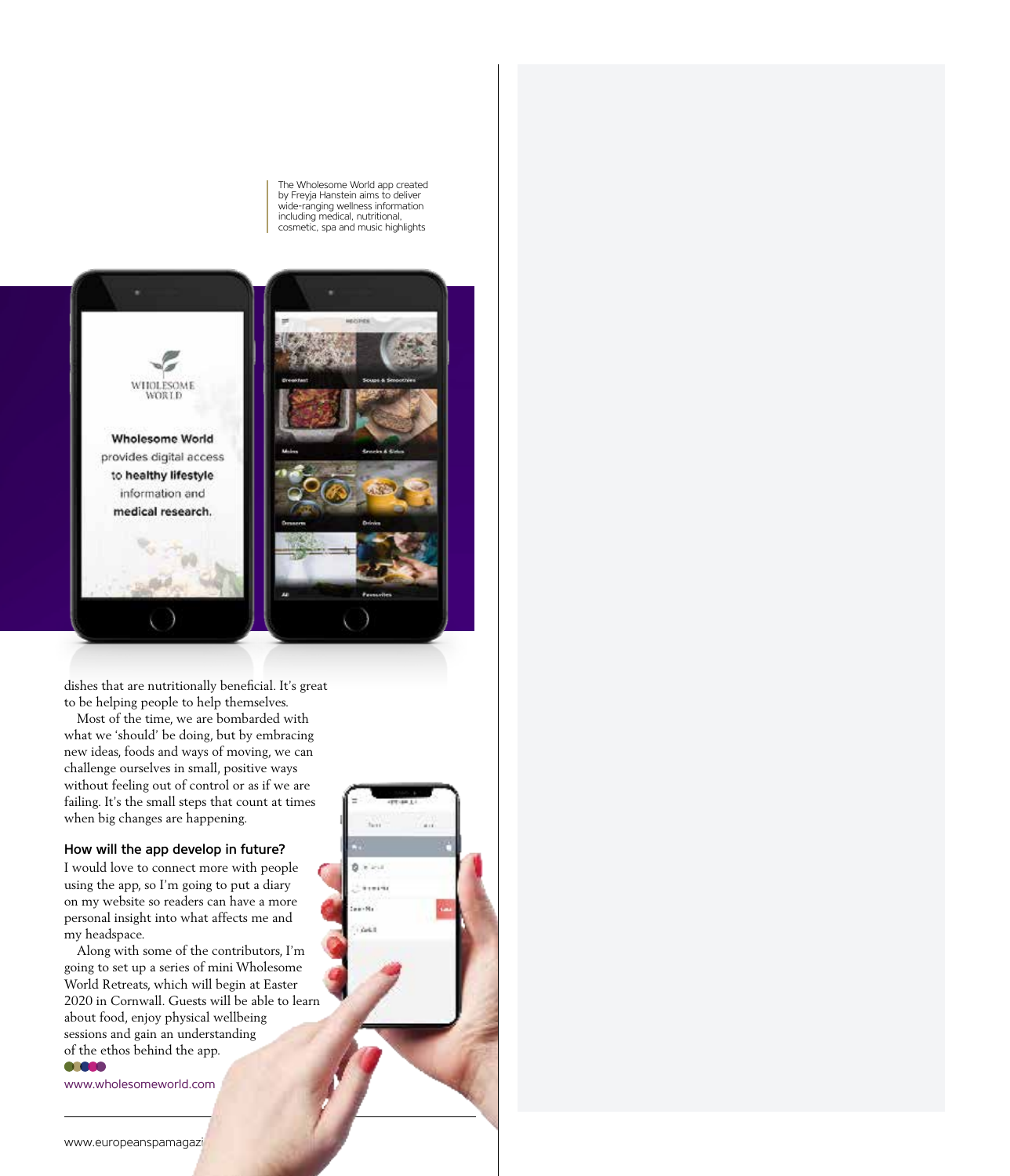The Wholesome World app created by Freyja Hanstein aims to deliver wide-ranging wellness information including medical, nutritional, cosmetic, spa and music highlights

dishes that are nutritionally beneficial. It's great to be helping people to help themselves.

Most of the time, we are bombarded with what we 'should' be doing, but by embracing new ideas, foods and ways of moving, we can challenge ourselves in small, positive ways without feeling out of control or as if we are failing. It's the small steps that count at times when big changes are happening.

### How will the app develop in future?

I would love to connect more with people using the app, so I'm going to put a diary on my website so readers can have a more personal insight into what affects me and my headspace.

Along with some of the contributors, I'm going to set up a series of mini Wholesome World Retreats, which will begin at Easter 2020 in Cornwall. Guests will be able to learn about food, enjoy physical wellbeing sessions and gain an understanding of the ethos behind the app.

www.wholesomeworld.com